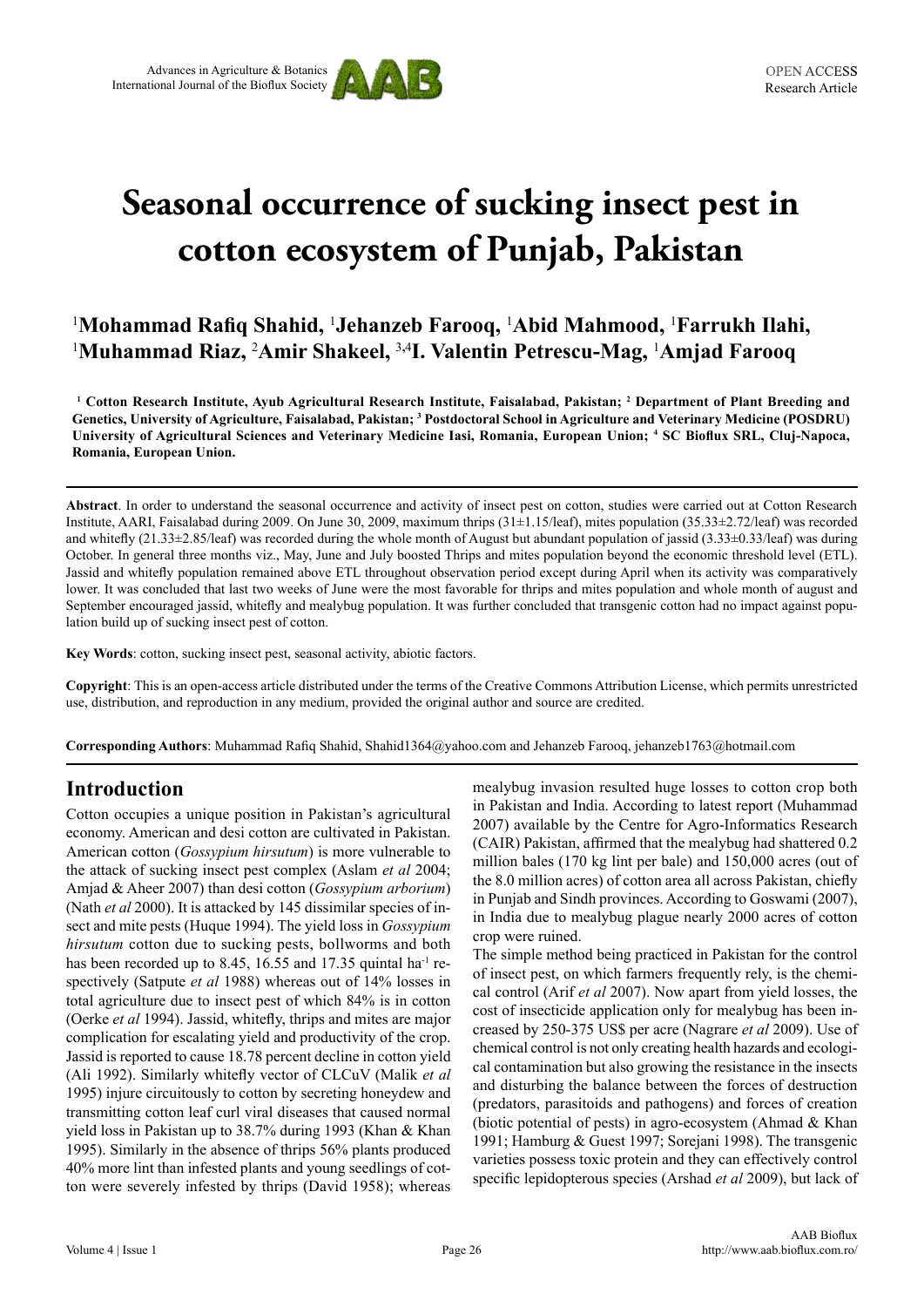# Seasonal occurrence of sucking insect pest in cotton ecosystem of Punjab, Pakistan

[1]**Mohammad Rafiq Shahid**, [1]**Jehanzeb Farooq**, [1]**Abid Mahmood**, [1]**Farrukh Ilahi**, [1]**Muhammad Riaz**, [2]**Amir Shakeel**, [3,4]**I. Valentin Petrescu-Mag**, [1]**Amjad Farooq**

**[1] Cotton Research Institute, Ayub Agricultural Research Institute, Faisalabad, Pakistan; [2] Department of Plant Breeding and Genetics, University of Agriculture, Faisalabad, Pakistan; [3] Postdoctoral School in Agriculture and Veterinary Medicine (POSDRU) University of Agricultural Sciences and Veterinary Medicine Iasi, Romania, European Union; [4] SC Bioflux SRL, Cluj-Napoca, Romania, European Union.**

**Abstract**. In order to understand the seasonal occurrence and activity of insect pest on cotton, studies were carried out at Cotton Research Institute, AARI, Faisalabad during 2009. On June 30, 2009, maximum thrips (31±1.15/leaf), mites population (35.33±2.72/leaf) was recorded and whitefly (21.33±2.85/leaf) was recorded during the whole month of August but abundant population of jassid (3.33±0.33/leaf) was during October. In general three months viz., May, June and July boosted Thrips and mites population beyond the economic threshold level (ETL). Jassid and whitefly population remained above ETL throughout observation period except during April when its activity was comparatively lower. It was concluded that last two weeks of June were the most favorable for thrips and mites population and whole month of august and September encouraged jassid, whitefly and mealybug population. It was further concluded that transgenic cotton had no impact against population build up of sucking insect pest of cotton.

**Key Words**: cotton, sucking insect pest, seasonal activity, abiotic factors.

**Copyright**: This is an open-access article distributed under the terms of the Creative Commons Attribution License, which permits unrestricted use, distribution, and reproduction in any medium, provided the original author and source are credited.

**Corresponding Authors**: Muhammad Rafiq Shahid, Shahid1364@yahoo.com and Jehanzeb Farooq, jehanzeb1763@hotmail.com

## Introduction

Cotton occupies a unique position in Pakistan's agricultural economy. American and desi cotton are cultivated in Pakistan. American cotton (*Gossypium hirsutum*) is more vulnerable to the attack of sucking insect pest complex (Aslam *et al* 2004; Amjad & Aheer 2007) than desi cotton (*Gossypium arborium*) (Nath *et al* 2000). It is attacked by 145 dissimilar species of insect and mite pests (Huque 1994). The yield loss in *Gossypium hirsutum* cotton due to sucking pests, bollworms and both has been recorded up to 8.45, 16.55 and 17.35 quintal ha$^{-1}$ respectively (Satpute *et al* 1988) whereas out of 14% losses in total agriculture due to insect pest of which 84% is in cotton (Oerke *et al* 1994). Jassid, whitefly, thrips and mites are major complication for escalating yield and productivity of the crop. Jassid is reported to cause 18.78 percent decline in cotton yield (Ali 1992). Similarly whitefly vector of CLCuV (Malik *et al* 1995) injure circuitously to cotton by secreting honeydew and transmitting cotton leaf curl viral diseases that caused normal yield loss in Pakistan up to 38.7% during 1993 (Khan & Khan 1995). Similarly in the absence of thrips 56% plants produced 40% more lint than infested plants and young seedlings of cotton were severely infested by thrips (David 1958); whereas mealybug invasion resulted huge losses to cotton crop both in Pakistan and India. According to latest report (Muhammad 2007) available by the Centre for Agro-Informatics Research (CAIR) Pakistan, affirmed that the mealybug had shattered 0.2 million bales (170 kg lint per bale) and 150,000 acres (out of the 8.0 million acres) of cotton area all across Pakistan, chiefly in Punjab and Sindh provinces. According to Goswami (2007), in India due to mealybug plague nearly 2000 acres of cotton crop were ruined.

The simple method being practiced in Pakistan for the control of insect pest, on which farmers frequently rely, is the chemical control (Arif *et al* 2007). Now apart from yield losses, the cost of insecticide application only for mealybug has been increased by 250-375 US$ per acre (Nagrare *et al* 2009). Use of chemical control is not only creating health hazards and ecological contamination but also growing the resistance in the insects and disturbing the balance between the forces of destruction (predators, parasitoids and pathogens) and forces of creation (biotic potential of pests) in agro-ecosystem (Ahmad & Khan 1991; Hamburg & Guest 1997; Sorejani 1998). The transgenic varieties possess toxic protein and they can effectively control specific lepidopterous species (Arshad *et al* 2009), but lack of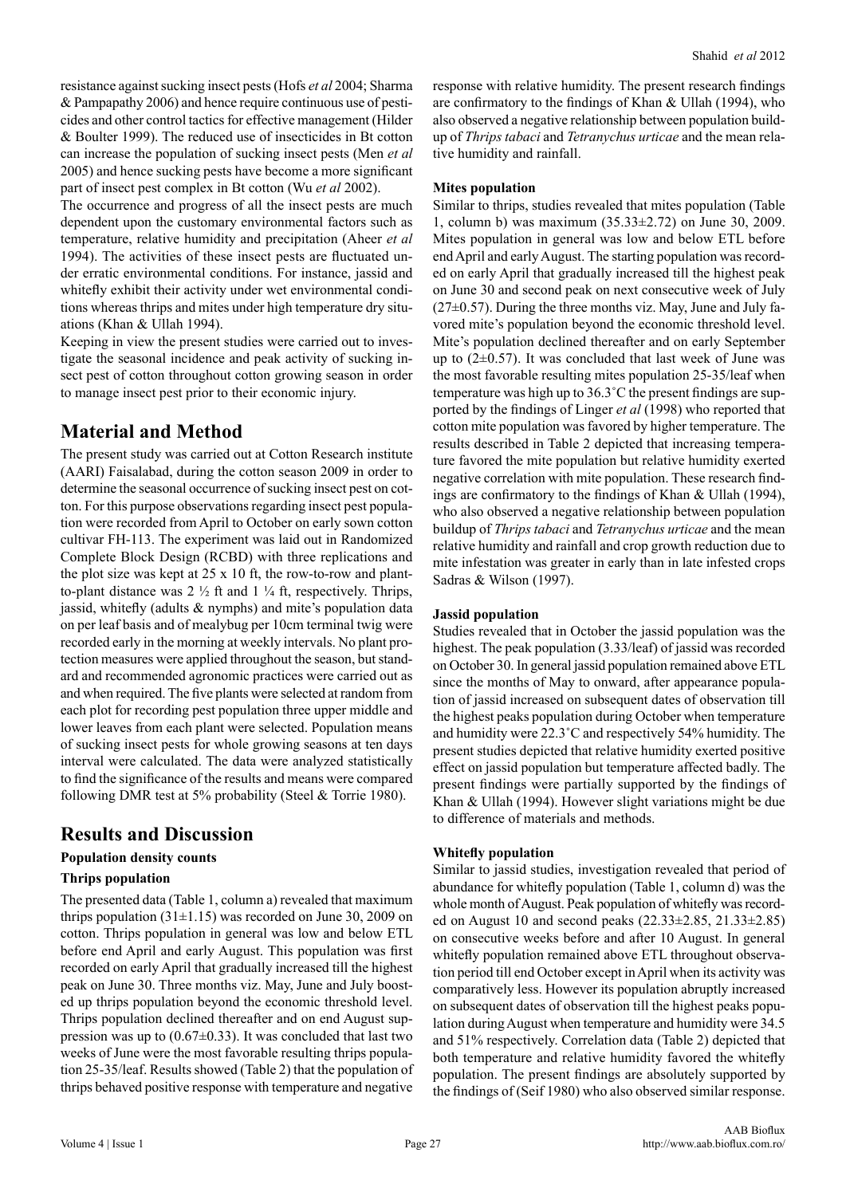resistance against sucking insect pests (Hofs *et al* 2004; Sharma & Pampapathy 2006) and hence require continuous use of pesticides and other control tactics for effective management (Hilder & Boulter 1999). The reduced use of insecticides in Bt cotton can increase the population of sucking insect pests (Men *et al* 2005) and hence sucking pests have become a more significant part of insect pest complex in Bt cotton (Wu *et al* 2002).

The occurrence and progress of all the insect pests are much dependent upon the customary environmental factors such as temperature, relative humidity and precipitation (Aheer *et al* 1994). The activities of these insect pests are fluctuated under erratic environmental conditions. For instance, jassid and whitefly exhibit their activity under wet environmental conditions whereas thrips and mites under high temperature dry situations (Khan & Ullah 1994).

Keeping in view the present studies were carried out to investigate the seasonal incidence and peak activity of sucking insect pest of cotton throughout cotton growing season in order to manage insect pest prior to their economic injury.

## Material and Method

The present study was carried out at Cotton Research institute (AARI) Faisalabad, during the cotton season 2009 in order to determine the seasonal occurrence of sucking insect pest on cotton. For this purpose observations regarding insect pest population were recorded from April to October on early sown cotton cultivar FH-113. The experiment was laid out in Randomized Complete Block Design (RCBD) with three replications and the plot size was kept at 25 x 10 ft, the row-to-row and plant-to-plant distance was 2 ½ ft and 1 ¼ ft, respectively. Thrips, jassid, whitefly (adults & nymphs) and mite's population data on per leaf basis and of mealybug per 10cm terminal twig were recorded early in the morning at weekly intervals. No plant protection measures were applied throughout the season, but standard and recommended agronomic practices were carried out as and when required. The five plants were selected at random from each plot for recording pest population three upper middle and lower leaves from each plant were selected. Population means of sucking insect pests for whole growing seasons at ten days interval were calculated. The data were analyzed statistically to find the significance of the results and means were compared following DMR test at 5% probability (Steel & Torrie 1980).

## Results and Discussion

### Population density counts

#### Thrips population

The presented data (Table 1, column a) revealed that maximum thrips population (31±1.15) was recorded on June 30, 2009 on cotton. Thrips population in general was low and below ETL before end April and early August. This population was first recorded on early April that gradually increased till the highest peak on June 30. Three months viz. May, June and July boosted up thrips population beyond the economic threshold level. Thrips population declined thereafter and on end August suppression was up to (0.67±0.33). It was concluded that last two weeks of June were the most favorable resulting thrips population 25-35/leaf. Results showed (Table 2) that the population of thrips behaved positive response with temperature and negative response with relative humidity. The present research findings are confirmatory to the findings of Khan & Ullah (1994), who also observed a negative relationship between population build-up of *Thrips tabaci* and *Tetranychus urticae* and the mean relative humidity and rainfall.

#### Mites population

Similar to thrips, studies revealed that mites population (Table 1, column b) was maximum (35.33±2.72) on June 30, 2009. Mites population in general was low and below ETL before end April and early August. The starting population was recorded on early April that gradually increased till the highest peak on June 30 and second peak on next consecutive week of July (27±0.57). During the three months viz. May, June and July favored mite's population beyond the economic threshold level. Mite's population declined thereafter and on early September up to (2±0.57). It was concluded that last week of June was the most favorable resulting mites population 25-35/leaf when temperature was high up to 36.3˚C the present findings are supported by the findings of Linger *et al* (1998) who reported that cotton mite population was favored by higher temperature. The results described in Table 2 depicted that increasing temperature favored the mite population but relative humidity exerted negative correlation with mite population. These research findings are confirmatory to the findings of Khan & Ullah (1994), who also observed a negative relationship between population buildup of *Thrips tabaci* and *Tetranychus urticae* and the mean relative humidity and rainfall and crop growth reduction due to mite infestation was greater in early than in late infested crops Sadras & Wilson (1997).

#### Jassid population

Studies revealed that in October the jassid population was the highest. The peak population (3.33/leaf) of jassid was recorded on October 30. In general jassid population remained above ETL since the months of May to onward, after appearance population of jassid increased on subsequent dates of observation till the highest peaks population during October when temperature and humidity were 22.3˚C and respectively 54% humidity. The present studies depicted that relative humidity exerted positive effect on jassid population but temperature affected badly. The present findings were partially supported by the findings of Khan & Ullah (1994). However slight variations might be due to difference of materials and methods.

#### Whitefly population

Similar to jassid studies, investigation revealed that period of abundance for whitefly population (Table 1, column d) was the whole month of August. Peak population of whitefly was recorded on August 10 and second peaks (22.33±2.85, 21.33±2.85) on consecutive weeks before and after 10 August. In general whitefly population remained above ETL throughout observation period till end October except in April when its activity was comparatively less. However its population abruptly increased on subsequent dates of observation till the highest peaks population during August when temperature and humidity were 34.5 and 51% respectively. Correlation data (Table 2) depicted that both temperature and relative humidity favored the whitefly population. The present findings are absolutely supported by the findings of (Seif 1980) who also observed similar response.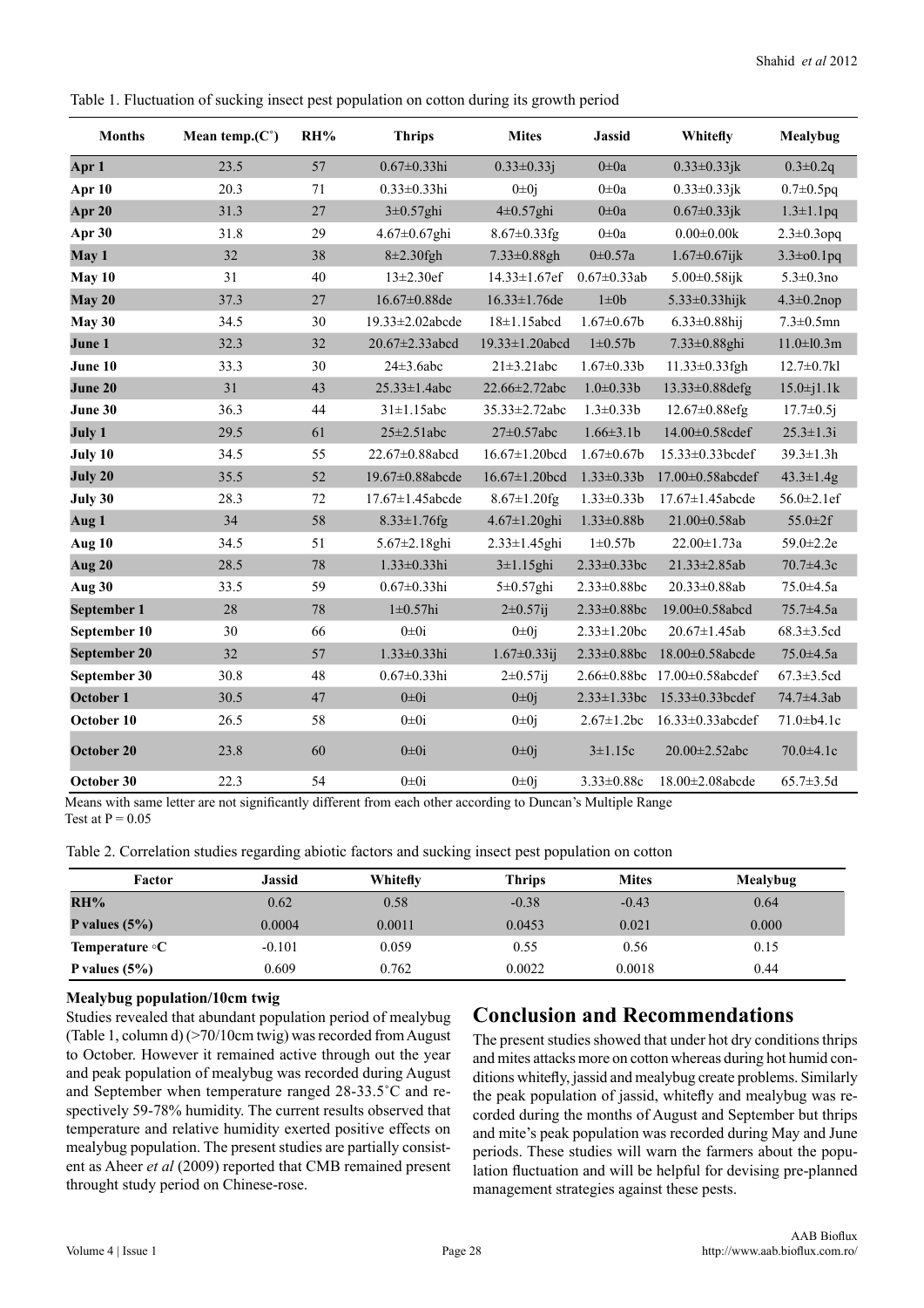Table 1. Fluctuation of sucking insect pest population on cotton during its growth period

| Months | Mean temp.(C˚) | RH% | Thrips | Mites | Jassid | Whitefly | Mealybug |
|---|---|---|---|---|---|---|---|
| **Apr 1** | 23.5 | 57 | 0.67±0.33hi | 0.33±0.33j | 0±0a | 0.33±0.33jk | 0.3±0.2q |
| **Apr 10** | 20.3 | 71 | 0.33±0.33hi | 0±0j | 0±0a | 0.33±0.33jk | 0.7±0.5pq |
| **Apr 20** | 31.3 | 27 | 3±0.57ghi | 4±0.57ghi | 0±0a | 0.67±0.33jk | 1.3±1.1pq |
| **Apr 30** | 31.8 | 29 | 4.67±0.67ghi | 8.67±0.33fg | 0±0a | 0.00±0.00k | 2.3±0.3opq |
| **May 1** | 32 | 38 | 8±2.30fgh | 7.33±0.88gh | 0±0.57a | 1.67±0.67ijk | 3.3±o0.1pq |
| **May 10** | 31 | 40 | 13±2.30ef | 14.33±1.67ef | 0.67±0.33ab | 5.00±0.58ijk | 5.3±0.3no |
| **May 20** | 37.3 | 27 | 16.67±0.88de | 16.33±1.76de | 1±0b | 5.33±0.33hijk | 4.3±0.2nop |
| **May 30** | 34.5 | 30 | 19.33±2.02abcde | 18±1.15abcd | 1.67±0.67b | 6.33±0.88hij | 7.3±0.5mn |
| **June 1** | 32.3 | 32 | 20.67±2.33abcd | 19.33±1.20abcd | 1±0.57b | 7.33±0.88ghi | 11.0±l0.3m |
| **June 10** | 33.3 | 30 | 24±3.6abc | 21±3.21abc | 1.67±0.33b | 11.33±0.33fgh | 12.7±0.7kl |
| **June 20** | 31 | 43 | 25.33±1.4abc | 22.66±2.72abc | 1.0±0.33b | 13.33±0.88defg | 15.0±j1.1k |
| **June 30** | 36.3 | 44 | 31±1.15abc | 35.33±2.72abc | 1.3±0.33b | 12.67±0.88efg | 17.7±0.5j |
| **July 1** | 29.5 | 61 | 25±2.51abc | 27±0.57abc | 1.66±3.1b | 14.00±0.58cdef | 25.3±1.3i |
| **July 10** | 34.5 | 55 | 22.67±0.88abcd | 16.67±1.20bcd | 1.67±0.67b | 15.33±0.33bcdef | 39.3±1.3h |
| **July 20** | 35.5 | 52 | 19.67±0.88abcde | 16.67±1.20bcd | 1.33±0.33b | 17.00±0.58abcdef | 43.3±1.4g |
| **July 30** | 28.3 | 72 | 17.67±1.45abcde | 8.67±1.20fg | 1.33±0.33b | 17.67±1.45abcde | 56.0±2.1ef |
| **Aug 1** | 34 | 58 | 8.33±1.76fg | 4.67±1.20ghi | 1.33±0.88b | 21.00±0.58ab | 55.0±2f |
| **Aug 10** | 34.5 | 51 | 5.67±2.18ghi | 2.33±1.45ghi | 1±0.57b | 22.00±1.73a | 59.0±2.2e |
| **Aug 20** | 28.5 | 78 | 1.33±0.33hi | 3±1.15ghi | 2.33±0.33bc | 21.33±2.85ab | 70.7±4.3c |
| **Aug 30** | 33.5 | 59 | 0.67±0.33hi | 5±0.57ghi | 2.33±0.88bc | 20.33±0.88ab | 75.0±4.5a |
| **September 1** | 28 | 78 | 1±0.57hi | 2±0.57ij | 2.33±0.88bc | 19.00±0.58abcd | 75.7±4.5a |
| **September 10** | 30 | 66 | 0±0i | 0±0j | 2.33±1.20bc | 20.67±1.45ab | 68.3±3.5cd |
| **September 20** | 32 | 57 | 1.33±0.33hi | 1.67±0.33ij | 2.33±0.88bc | 18.00±0.58abcde | 75.0±4.5a |
| **September 30** | 30.8 | 48 | 0.67±0.33hi | 2±0.57ij | 2.66±0.88bc | 17.00±0.58abcdef | 67.3±3.5cd |
| **October 1** | 30.5 | 47 | 0±0i | 0±0j | 2.33±1.33bc | 15.33±0.33bcdef | 74.7±4.3ab |
| **October 10** | 26.5 | 58 | 0±0i | 0±0j | 2.67±1.2bc | 16.33±0.33abcdef | 71.0±b4.1c |
| **October 20** | 23.8 | 60 | 0±0i | 0±0j | 3±1.15c | 20.00±2.52abc | 70.0±4.1c |
| **October 30** | 22.3 | 54 | 0±0i | 0±0j | 3.33±0.88c | 18.00±2.08abcde | 65.7±3.5d |

Means with same letter are not significantly different from each other according to Duncan's Multiple Range Test at P = 0.05

Table 2. Correlation studies regarding abiotic factors and sucking insect pest population on cotton

| Factor | Jassid | Whitefly | Thrips | Mites | Mealybug |
|---|---|---|---|---|---|
| **RH%** | 0.62 | 0.58 | -0.38 | -0.43 | 0.64 |
| **P values (5%)** | 0.0004 | 0.0011 | 0.0453 | 0.021 | 0.000 |
| **Temperature ◦C** | -0.101 | 0.059 | 0.55 | 0.56 | 0.15 |
| **P values (5%)** | 0.609 | 0.762 | 0.0022 | 0.0018 | 0.44 |

**Mealybug population/10cm twig**

Studies revealed that abundant population period of mealybug (Table 1, column d) (>70/10cm twig) was recorded from August to October. However it remained active through out the year and peak population of mealybug was recorded during August and September when temperature ranged 28-33.5˚C and respectively 59-78% humidity. The current results observed that temperature and relative humidity exerted positive effects on mealybug population. The present studies are partially consistent as Aheer *et al* (2009) reported that CMB remained present throught study period on Chinese-rose.

## Conclusion and Recommendations

The present studies showed that under hot dry conditions thrips and mites attacks more on cotton whereas during hot humid conditions whitefly, jassid and mealybug create problems. Similarly the peak population of jassid, whitefly and mealybug was recorded during the months of August and September but thrips and mite's peak population was recorded during May and June periods. These studies will warn the farmers about the population fluctuation and will be helpful for devising pre-planned management strategies against these pests.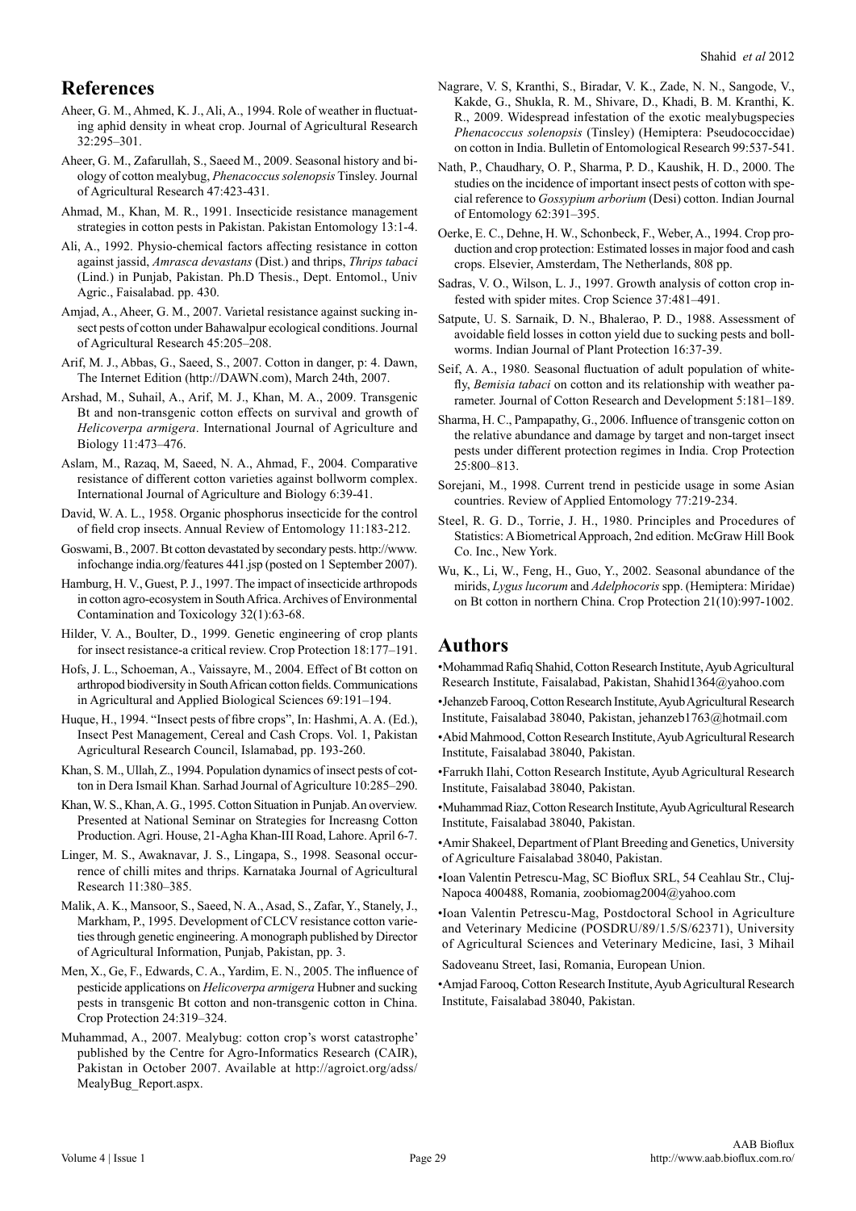## References

Aheer, G. M., Ahmed, K. J., Ali, A., 1994. Role of weather in fluctuating aphid density in wheat crop. Journal of Agricultural Research 32:295–301.

Aheer, G. M., Zafarullah, S., Saeed M., 2009. Seasonal history and biology of cotton mealybug, *Phenacoccus solenopsis* Tinsley. Journal of Agricultural Research 47:423-431.

Ahmad, M., Khan, M. R., 1991. Insecticide resistance management strategies in cotton pests in Pakistan. Pakistan Entomology 13:1-4.

Ali, A., 1992. Physio-chemical factors affecting resistance in cotton against jassid, *Amrasca devastans* (Dist.) and thrips, *Thrips tabaci* (Lind.) in Punjab, Pakistan. Ph.D Thesis., Dept. Entomol., Univ Agric., Faisalabad. pp. 430.

Amjad, A., Aheer, G. M., 2007. Varietal resistance against sucking insect pests of cotton under Bahawalpur ecological conditions. Journal of Agricultural Research 45:205–208.

Arif, M. J., Abbas, G., Saeed, S., 2007. Cotton in danger, p: 4. Dawn, The Internet Edition (http://DAWN.com), March 24th, 2007.

Arshad, M., Suhail, A., Arif, M. J., Khan, M. A., 2009. Transgenic Bt and non-transgenic cotton effects on survival and growth of *Helicoverpa armigera*. International Journal of Agriculture and Biology 11:473–476.

Aslam, M., Razaq, M, Saeed, N. A., Ahmad, F., 2004. Comparative resistance of different cotton varieties against bollworm complex. International Journal of Agriculture and Biology 6:39-41.

David, W. A. L., 1958. Organic phosphorus insecticide for the control of field crop insects. Annual Review of Entomology 11:183-212.

Goswami, B., 2007. Bt cotton devastated by secondary pests. http://www.infochange india.org/features 441.jsp (posted on 1 September 2007).

Hamburg, H. V., Guest, P. J., 1997. The impact of insecticide arthropods in cotton agro-ecosystem in South Africa. Archives of Environmental Contamination and Toxicology 32(1):63-68.

Hilder, V. A., Boulter, D., 1999. Genetic engineering of crop plants for insect resistance-a critical review. Crop Protection 18:177–191.

Hofs, J. L., Schoeman, A., Vaissayre, M., 2004. Effect of Bt cotton on arthropod biodiversity in South African cotton fields. Communications in Agricultural and Applied Biological Sciences 69:191–194.

Huque, H., 1994. "Insect pests of fibre crops", In: Hashmi, A. A. (Ed.), Insect Pest Management, Cereal and Cash Crops. Vol. 1, Pakistan Agricultural Research Council, Islamabad, pp. 193-260.

Khan, S. M., Ullah, Z., 1994. Population dynamics of insect pests of cotton in Dera Ismail Khan. Sarhad Journal of Agriculture 10:285–290.

Khan, W. S., Khan, A. G., 1995. Cotton Situation in Punjab. An overview. Presented at National Seminar on Strategies for Increasng Cotton Production. Agri. House, 21-Agha Khan-III Road, Lahore. April 6-7.

Linger, M. S., Awaknavar, J. S., Lingapa, S., 1998. Seasonal occurrence of chilli mites and thrips. Karnataka Journal of Agricultural Research 11:380–385.

Malik, A. K., Mansoor, S., Saeed, N. A., Asad, S., Zafar, Y., Stanely, J., Markham, P., 1995. Development of CLCV resistance cotton varieties through genetic engineering. A monograph published by Director of Agricultural Information, Punjab, Pakistan, pp. 3.

Men, X., Ge, F., Edwards, C. A., Yardim, E. N., 2005. The influence of pesticide applications on *Helicoverpa armigera* Hubner and sucking pests in transgenic Bt cotton and non-transgenic cotton in China. Crop Protection 24:319–324.

Muhammad, A., 2007. Mealybug: cotton crop's worst catastrophe' published by the Centre for Agro-Informatics Research (CAIR), Pakistan in October 2007. Available at http://agroict.org/adss/MealyBug_Report.aspx.

Nagrare, V. S, Kranthi, S., Biradar, V. K., Zade, N. N., Sangode, V., Kakde, G., Shukla, R. M., Shivare, D., Khadi, B. M. Kranthi, K. R., 2009. Widespread infestation of the exotic mealybugspecies *Phenacoccus solenopsis* (Tinsley) (Hemiptera: Pseudococcidae) on cotton in India. Bulletin of Entomological Research 99:537-541.

Nath, P., Chaudhary, O. P., Sharma, P. D., Kaushik, H. D., 2000. The studies on the incidence of important insect pests of cotton with special reference to *Gossypium arborium* (Desi) cotton. Indian Journal of Entomology 62:391–395.

Oerke, E. C., Dehne, H. W., Schonbeck, F., Weber, A., 1994. Crop production and crop protection: Estimated losses in major food and cash crops. Elsevier, Amsterdam, The Netherlands, 808 pp.

Sadras, V. O., Wilson, L. J., 1997. Growth analysis of cotton crop infested with spider mites. Crop Science 37:481–491.

Satpute, U. S. Sarnaik, D. N., Bhalerao, P. D., 1988. Assessment of avoidable field losses in cotton yield due to sucking pests and bollworms. Indian Journal of Plant Protection 16:37-39.

Seif, A. A., 1980. Seasonal fluctuation of adult population of whitefly, *Bemisia tabaci* on cotton and its relationship with weather parameter. Journal of Cotton Research and Development 5:181–189.

Sharma, H. C., Pampapathy, G., 2006. Influence of transgenic cotton on the relative abundance and damage by target and non-target insect pests under different protection regimes in India. Crop Protection 25:800–813.

Sorejani, M., 1998. Current trend in pesticide usage in some Asian countries. Review of Applied Entomology 77:219-234.

Steel, R. G. D., Torrie, J. H., 1980. Principles and Procedures of Statistics: A Biometrical Approach, 2nd edition. McGraw Hill Book Co. Inc., New York.

Wu, K., Li, W., Feng, H., Guo, Y., 2002. Seasonal abundance of the mirids, *Lygus lucorum* and *Adelphocoris* spp. (Hemiptera: Miridae) on Bt cotton in northern China. Crop Protection 21(10):997-1002.

## Authors

- Mohammad Rafiq Shahid, Cotton Research Institute, Ayub Agricultural Research Institute, Faisalabad, Pakistan, Shahid1364@yahoo.com
- Jehanzeb Farooq, Cotton Research Institute, Ayub Agricultural Research Institute, Faisalabad 38040, Pakistan, jehanzeb1763@hotmail.com
- Abid Mahmood, Cotton Research Institute, Ayub Agricultural Research Institute, Faisalabad 38040, Pakistan.
- Farrukh Ilahi, Cotton Research Institute, Ayub Agricultural Research Institute, Faisalabad 38040, Pakistan.
- Muhammad Riaz, Cotton Research Institute, Ayub Agricultural Research Institute, Faisalabad 38040, Pakistan.
- Amir Shakeel, Department of Plant Breeding and Genetics, University of Agriculture Faisalabad 38040, Pakistan.
- Ioan Valentin Petrescu-Mag, SC Bioflux SRL, 54 Ceahlau Str., Cluj-Napoca 400488, Romania, zoobiomag2004@yahoo.com
- Ioan Valentin Petrescu-Mag, Postdoctoral School in Agriculture and Veterinary Medicine (POSDRU/89/1.5/S/62371), University of Agricultural Sciences and Veterinary Medicine, Iasi, 3 Mihail Sadoveanu Street, Iasi, Romania, European Union.
- Amjad Farooq, Cotton Research Institute, Ayub Agricultural Research Institute, Faisalabad 38040, Pakistan.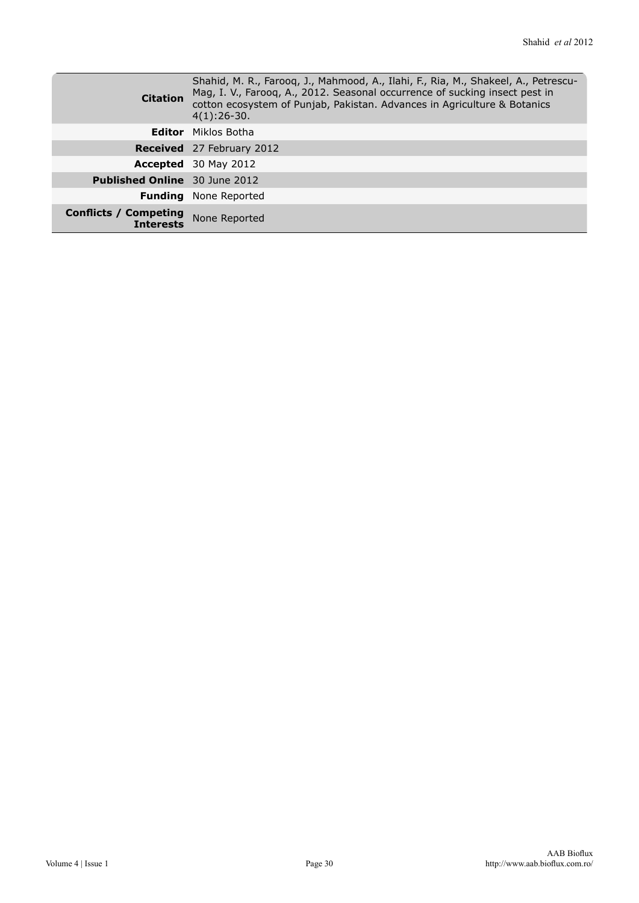| | |
|---|---|
| **Citation** | Shahid, M. R., Farooq, J., Mahmood, A., Ilahi, F., Ria, M., Shakeel, A., Petrescu-Mag, I. V., Farooq, A., 2012. Seasonal occurrence of sucking insect pest in cotton ecosystem of Punjab, Pakistan. Advances in Agriculture & Botanics 4(1):26-30. |
| **Editor** | Miklos Botha |
| **Received** | 27 February 2012 |
| **Accepted** | 30 May 2012 |
| **Published Online** | 30 June 2012 |
| **Funding** | None Reported |
| **Conflicts / Competing Interests** | None Reported |